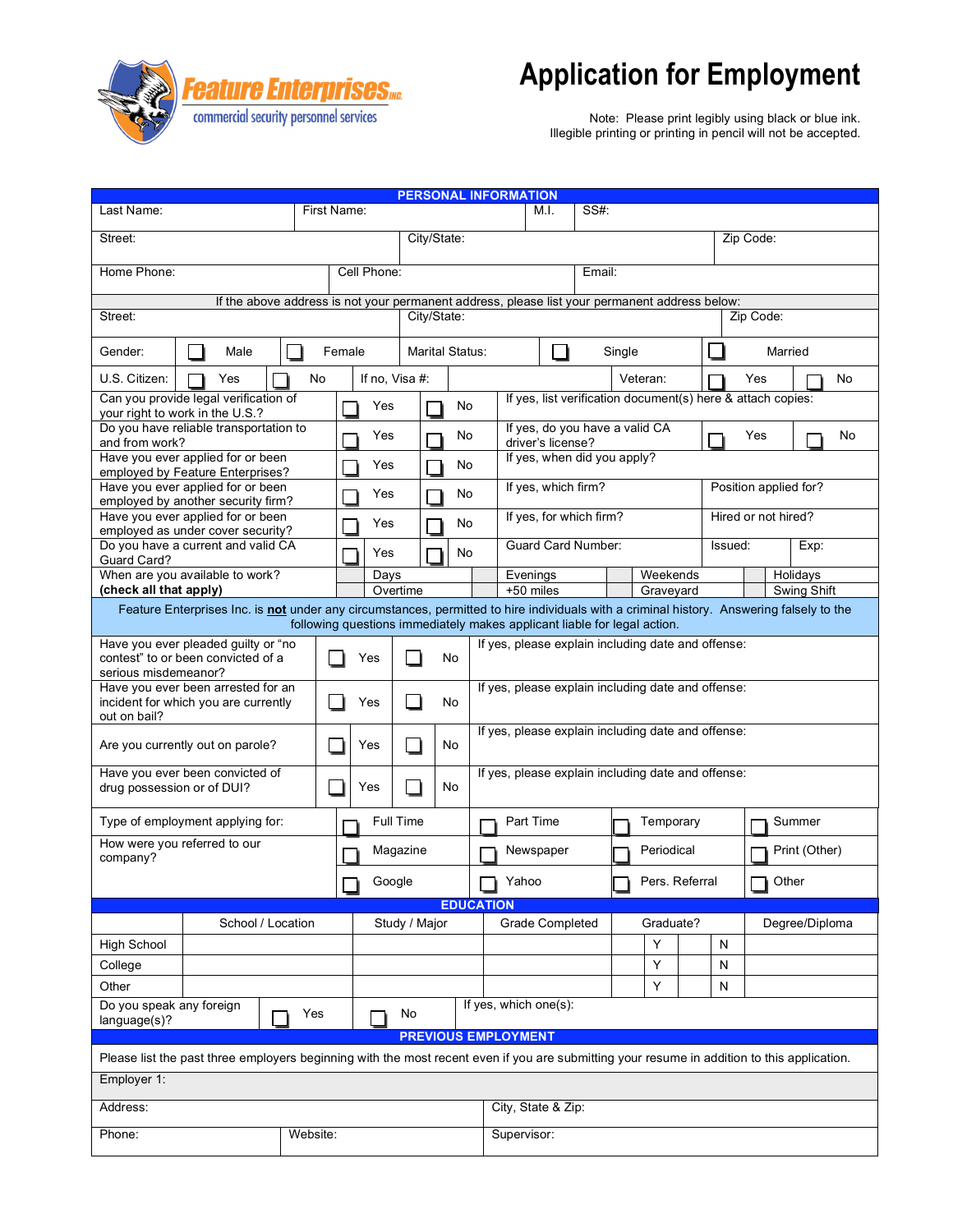**Feature Enterprises** INC.
commercial security personnel services

# Application for Employment

Note: Please print legibly using black or blue ink.
Illegible printing or printing in pencil will not be accepted.

## PERSONAL INFORMATION

| Last Name: | First Name: | M.I. | SS#: |
|---|---|---|---|

| Street: | City/State: | Zip Code: |
|---|---|---|

| Home Phone: | Cell Phone: | Email: |
|---|---|---|

If the above address is not your permanent address, please list your permanent address below:

| Street: | City/State: | Zip Code: |
|---|---|---|

| Gender: | ☐ Male | ☐ Female | Marital Status: | ☐ Single | ☐ Married |
|---|---|---|---|---|---|
| U.S. Citizen: | ☐ Yes | ☐ No | If no, Visa #: | Veteran: | ☐ Yes ☐ No |

| Question | | | Details | | |
|---|---|---|---|---|---|
| Can you provide legal verification of your right to work in the U.S.? | ☐ Yes | ☐ No | If yes, list verification document(s) here & attach copies: | | |
| Do you have reliable transportation to and from work? | ☐ Yes | ☐ No | If yes, do you have a valid CA driver's license? | ☐ Yes | ☐ No |
| Have you ever applied for or been employed by Feature Enterprises? | ☐ Yes | ☐ No | If yes, when did you apply? | | |
| Have you ever applied for or been employed by another security firm? | ☐ Yes | ☐ No | If yes, which firm? | Position applied for? | |
| Have you ever applied for or been employed as under cover security? | ☐ Yes | ☐ No | If yes, for which firm? | Hired or not hired? | |
| Do you have a current and valid CA Guard Card? | ☐ Yes | ☐ No | Guard Card Number: | Issued: | Exp: |

| When are you available to work? **(check all that apply)** | Days | Evenings | Weekends | Holidays |
|---|---|---|---|---|
| | Overtime | +50 miles | Graveyard | Swing Shift |

Feature Enterprises Inc. is **not** under any circumstances, permitted to hire individuals with a criminal history. Answering falsely to the following questions immediately makes applicant liable for legal action.

| Question | | | Explanation |
|---|---|---|---|
| Have you ever pleaded guilty or "no contest" to or been convicted of a serious misdemeanor? | ☐ Yes | ☐ No | If yes, please explain including date and offense: |
| Have you ever been arrested for an incident for which you are currently out on bail? | ☐ Yes | ☐ No | If yes, please explain including date and offense: |
| Are you currently out on parole? | ☐ Yes | ☐ No | If yes, please explain including date and offense: |
| Have you ever been convicted of drug possession or of DUI? | ☐ Yes | ☐ No | If yes, please explain including date and offense: |

| Type of employment applying for: | ☐ Full Time | ☐ Part Time | ☐ Temporary | ☐ Summer |
|---|---|---|---|---|
| How were you referred to our company? | ☐ Magazine | ☐ Newspaper | ☐ Periodical | ☐ Print (Other) |
| | ☐ Google | ☐ Yahoo | ☐ Pers. Referral | ☐ Other |

## EDUCATION

| | School / Location | Study / Major | Grade Completed | Graduate? | | Degree/Diploma |
|---|---|---|---|---|---|---|
| High School | | | | Y | N | |
| College | | | | Y | N | |
| Other | | | | Y | N | |

| Do you speak any foreign language(s)? | ☐ Yes | ☐ No | If yes, which one(s): |
|---|---|---|---|

## PREVIOUS EMPLOYMENT

Please list the past three employers beginning with the most recent even if you are submitting your resume in addition to this application.

| Employer 1: | | |
|---|---|---|
| Address: | | City, State & Zip: |
| Phone: | Website: | Supervisor: |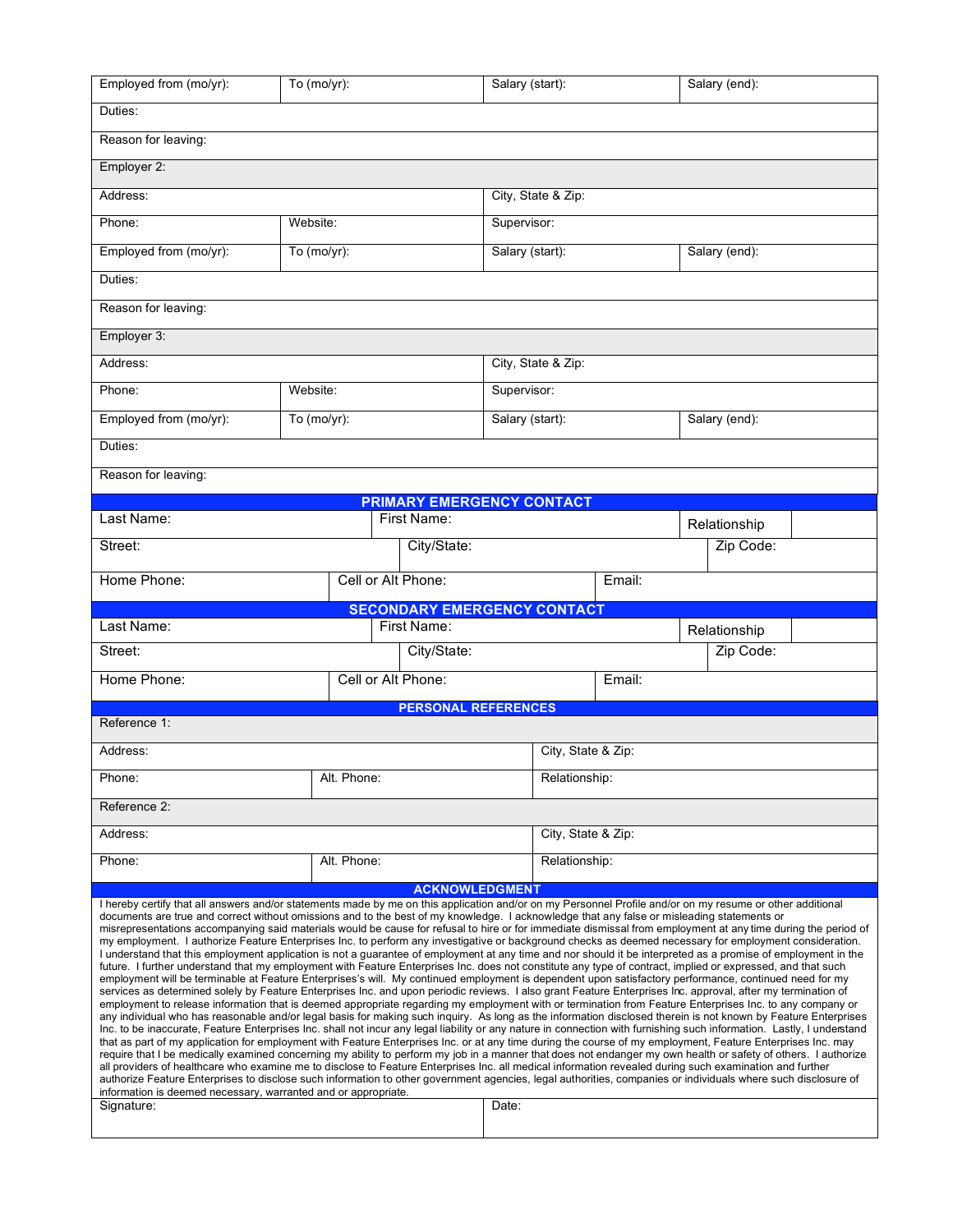| | | | |
|---|---|---|---|
| Employed from (mo/yr): | To (mo/yr): | Salary (start): | Salary (end): |
| Duties: | | | |
| Reason for leaving: | | | |
| Employer 2: | | | |
| Address: | | City, State & Zip: | |
| Phone: | Website: | Supervisor: | |
| Employed from (mo/yr): | To (mo/yr): | Salary (start): | Salary (end): |
| Duties: | | | |
| Reason for leaving: | | | |
| Employer 3: | | | |
| Address: | | City, State & Zip: | |
| Phone: | Website: | Supervisor: | |
| Employed from (mo/yr): | To (mo/yr): | Salary (start): | Salary (end): |
| Duties: | | | |
| Reason for leaving: | | | |

## PRIMARY EMERGENCY CONTACT

| | | | |
|---|---|---|---|
| Last Name: | First Name: | Relationship | |
| Street: | City/State: | Zip Code: | |
| Home Phone: | Cell or Alt Phone: | Email: | |

## SECONDARY EMERGENCY CONTACT

| | | | |
|---|---|---|---|
| Last Name: | First Name: | Relationship | |
| Street: | City/State: | Zip Code: | |
| Home Phone: | Cell or Alt Phone: | Email: | |

## PERSONAL REFERENCES

| | | |
|---|---|---|
| Reference 1: | | |
| Address: | | City, State & Zip: |
| Phone: | Alt. Phone: | Relationship: |
| Reference 2: | | |
| Address: | | City, State & Zip: |
| Phone: | Alt. Phone: | Relationship: |

## ACKNOWLEDGMENT

I hereby certify that all answers and/or statements made by me on this application and/or on my Personnel Profile and/or on my resume or other additional documents are true and correct without omissions and to the best of my knowledge. I acknowledge that any false or misleading statements or misrepresentations accompanying said materials would be cause for refusal to hire or for immediate dismissal from employment at any time during the period of my employment. I authorize Feature Enterprises Inc. to perform any investigative or background checks as deemed necessary for employment consideration. I understand that this employment application is not a guarantee of employment at any time and nor should it be interpreted as a promise of employment in the future. I further understand that my employment with Feature Enterprises Inc. does not constitute any type of contract, implied or expressed, and that such employment will be terminable at Feature Enterprises's will. My continued employment is dependent upon satisfactory performance, continued need for my services as determined solely by Feature Enterprises Inc. and upon periodic reviews. I also grant Feature Enterprises Inc. approval, after my termination of employment to release information that is deemed appropriate regarding my employment with or termination from Feature Enterprises Inc. to any company or any individual who has reasonable and/or legal basis for making such inquiry. As long as the information disclosed therein is not known by Feature Enterprises Inc. to be inaccurate, Feature Enterprises Inc. shall not incur any legal liability or any nature in connection with furnishing such information. Lastly, I understand that as part of my application for employment with Feature Enterprises Inc. or at any time during the course of my employment, Feature Enterprises Inc. may require that I be medically examined concerning my ability to perform my job in a manner that does not endanger my own health or safety of others. I authorize all providers of healthcare who examine me to disclose to Feature Enterprises Inc. all medical information revealed during such examination and further authorize Feature Enterprises to disclose such information to other government agencies, legal authorities, companies or individuals where such disclosure of information is deemed necessary, warranted and or appropriate.

| | |
|---|---|
| Signature: | Date: |